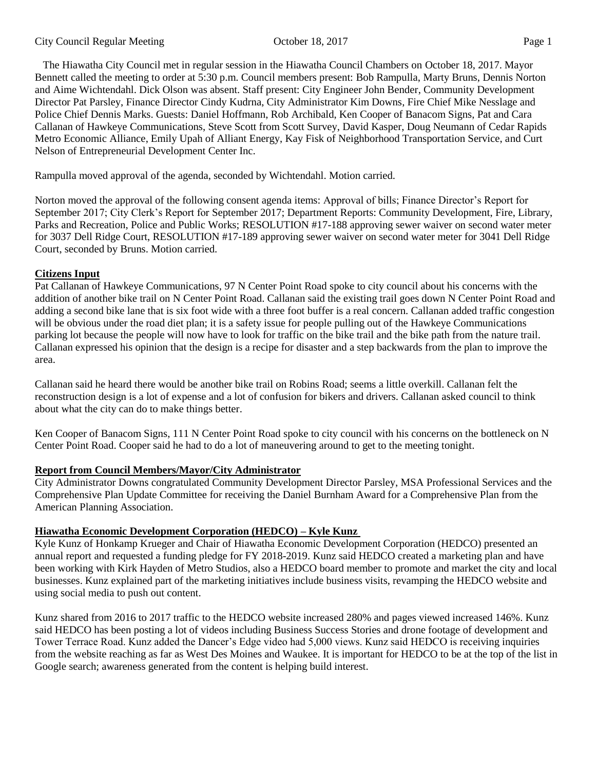The Hiawatha City Council met in regular session in the Hiawatha Council Chambers on October 18, 2017. Mayor Bennett called the meeting to order at 5:30 p.m. Council members present: Bob Rampulla, Marty Bruns, Dennis Norton and Aime Wichtendahl. Dick Olson was absent. Staff present: City Engineer John Bender, Community Development Director Pat Parsley, Finance Director Cindy Kudrna, City Administrator Kim Downs, Fire Chief Mike Nesslage and Police Chief Dennis Marks. Guests: Daniel Hoffmann, Rob Archibald, Ken Cooper of Banacom Signs, Pat and Cara Callanan of Hawkeye Communications, Steve Scott from Scott Survey, David Kasper, Doug Neumann of Cedar Rapids Metro Economic Alliance, Emily Upah of Alliant Energy, Kay Fisk of Neighborhood Transportation Service, and Curt Nelson of Entrepreneurial Development Center Inc.

Rampulla moved approval of the agenda, seconded by Wichtendahl. Motion carried.

Norton moved the approval of the following consent agenda items: Approval of bills; Finance Director's Report for September 2017; City Clerk's Report for September 2017; Department Reports: Community Development, Fire, Library, Parks and Recreation, Police and Public Works; RESOLUTION #17-188 approving sewer waiver on second water meter for 3037 Dell Ridge Court, RESOLUTION #17-189 approving sewer waiver on second water meter for 3041 Dell Ridge Court, seconded by Bruns. Motion carried.

## Citizens Input

Pat Callanan of Hawkeye Communications, 97 N Center Point Road spoke to city council about his concerns with the addition of another bike trail on N Center Point Road. Callanan said the existing trail goes down N Center Point Road and adding a second bike lane that is six foot wide with a three foot buffer is a real concern. Callanan added traffic congestion will be obvious under the road diet plan; it is a safety issue for people pulling out of the Hawkeye Communications parking lot because the people will now have to look for traffic on the bike trail and the bike path from the nature trail. Callanan expressed his opinion that the design is a recipe for disaster and a step backwards from the plan to improve the area.

Callanan said he heard there would be another bike trail on Robins Road; seems a little overkill. Callanan felt the reconstruction design is a lot of expense and a lot of confusion for bikers and drivers. Callanan asked council to think about what the city can do to make things better.

Ken Cooper of Banacom Signs, 111 N Center Point Road spoke to city council with his concerns on the bottleneck on N Center Point Road. Cooper said he had to do a lot of maneuvering around to get to the meeting tonight.

## Report from Council Members/Mayor/City Administrator

City Administrator Downs congratulated Community Development Director Parsley, MSA Professional Services and the Comprehensive Plan Update Committee for receiving the Daniel Burnham Award for a Comprehensive Plan from the American Planning Association.

## Hiawatha Economic Development Corporation (HEDCO) – Kyle Kunz

Kyle Kunz of Honkamp Krueger and Chair of Hiawatha Economic Development Corporation (HEDCO) presented an annual report and requested a funding pledge for FY 2018-2019. Kunz said HEDCO created a marketing plan and have been working with Kirk Hayden of Metro Studios, also a HEDCO board member to promote and market the city and local businesses. Kunz explained part of the marketing initiatives include business visits, revamping the HEDCO website and using social media to push out content.

Kunz shared from 2016 to 2017 traffic to the HEDCO website increased 280% and pages viewed increased 146%. Kunz said HEDCO has been posting a lot of videos including Business Success Stories and drone footage of development and Tower Terrace Road. Kunz added the Dancer's Edge video had 5,000 views. Kunz said HEDCO is receiving inquiries from the website reaching as far as West Des Moines and Waukee. It is important for HEDCO to be at the top of the list in Google search; awareness generated from the content is helping build interest.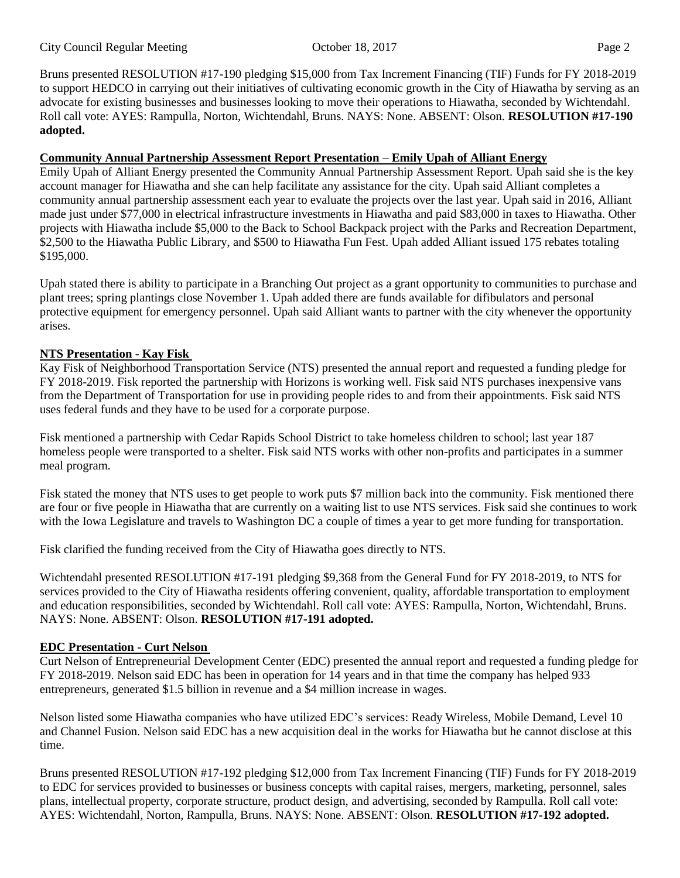Bruns presented RESOLUTION #17-190 pledging $15,000 from Tax Increment Financing (TIF) Funds for FY 2018-2019 to support HEDCO in carrying out their initiatives of cultivating economic growth in the City of Hiawatha by serving as an advocate for existing businesses and businesses looking to move their operations to Hiawatha, seconded by Wichtendahl. Roll call vote: AYES: Rampulla, Norton, Wichtendahl, Bruns. NAYS: None. ABSENT: Olson. **RESOLUTION #17-190 adopted.**

**Community Annual Partnership Assessment Report Presentation – Emily Upah of Alliant Energy**

Emily Upah of Alliant Energy presented the Community Annual Partnership Assessment Report. Upah said she is the key account manager for Hiawatha and she can help facilitate any assistance for the city. Upah said Alliant completes a community annual partnership assessment each year to evaluate the projects over the last year. Upah said in 2016, Alliant made just under $77,000 in electrical infrastructure investments in Hiawatha and paid $83,000 in taxes to Hiawatha. Other projects with Hiawatha include $5,000 to the Back to School Backpack project with the Parks and Recreation Department, $2,500 to the Hiawatha Public Library, and $500 to Hiawatha Fun Fest. Upah added Alliant issued 175 rebates totaling $195,000.

Upah stated there is ability to participate in a Branching Out project as a grant opportunity to communities to purchase and plant trees; spring plantings close November 1. Upah added there are funds available for difibulators and personal protective equipment for emergency personnel. Upah said Alliant wants to partner with the city whenever the opportunity arises.

**NTS Presentation - Kay Fisk**

Kay Fisk of Neighborhood Transportation Service (NTS) presented the annual report and requested a funding pledge for FY 2018-2019. Fisk reported the partnership with Horizons is working well. Fisk said NTS purchases inexpensive vans from the Department of Transportation for use in providing people rides to and from their appointments. Fisk said NTS uses federal funds and they have to be used for a corporate purpose.

Fisk mentioned a partnership with Cedar Rapids School District to take homeless children to school; last year 187 homeless people were transported to a shelter. Fisk said NTS works with other non-profits and participates in a summer meal program.

Fisk stated the money that NTS uses to get people to work puts $7 million back into the community. Fisk mentioned there are four or five people in Hiawatha that are currently on a waiting list to use NTS services. Fisk said she continues to work with the Iowa Legislature and travels to Washington DC a couple of times a year to get more funding for transportation.

Fisk clarified the funding received from the City of Hiawatha goes directly to NTS.

Wichtendahl presented RESOLUTION #17-191 pledging $9,368 from the General Fund for FY 2018-2019, to NTS for services provided to the City of Hiawatha residents offering convenient, quality, affordable transportation to employment and education responsibilities, seconded by Wichtendahl. Roll call vote: AYES: Rampulla, Norton, Wichtendahl, Bruns. NAYS: None. ABSENT: Olson. **RESOLUTION #17-191 adopted.**

**EDC Presentation - Curt Nelson**

Curt Nelson of Entrepreneurial Development Center (EDC) presented the annual report and requested a funding pledge for FY 2018-2019. Nelson said EDC has been in operation for 14 years and in that time the company has helped 933 entrepreneurs, generated $1.5 billion in revenue and a $4 million increase in wages.

Nelson listed some Hiawatha companies who have utilized EDC's services: Ready Wireless, Mobile Demand, Level 10 and Channel Fusion. Nelson said EDC has a new acquisition deal in the works for Hiawatha but he cannot disclose at this time.

Bruns presented RESOLUTION #17-192 pledging $12,000 from Tax Increment Financing (TIF) Funds for FY 2018-2019 to EDC for services provided to businesses or business concepts with capital raises, mergers, marketing, personnel, sales plans, intellectual property, corporate structure, product design, and advertising, seconded by Rampulla. Roll call vote: AYES: Wichtendahl, Norton, Rampulla, Bruns. NAYS: None. ABSENT: Olson. **RESOLUTION #17-192 adopted.**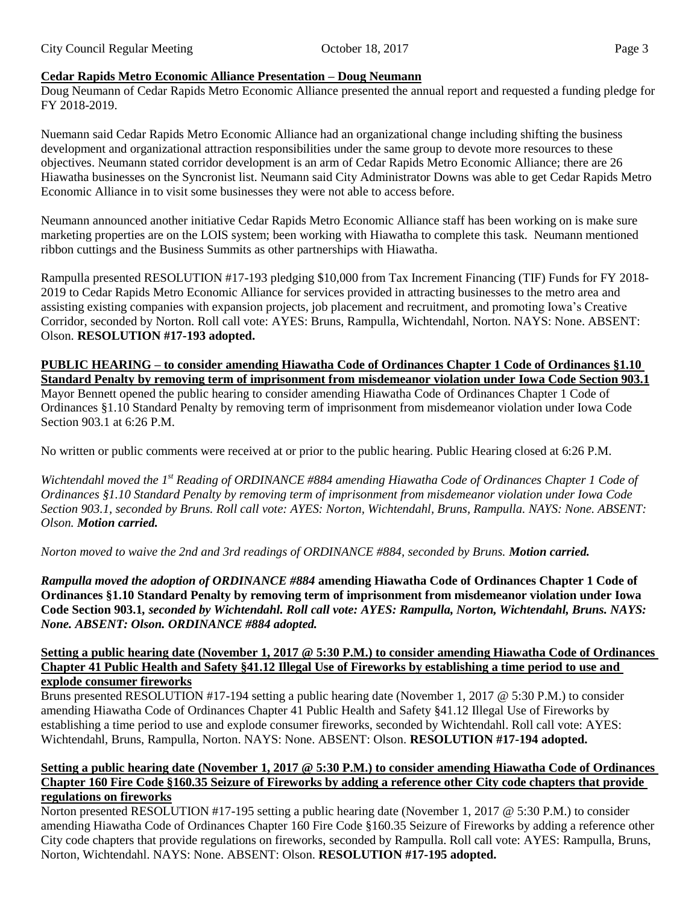**Cedar Rapids Metro Economic Alliance Presentation – Doug Neumann**

Doug Neumann of Cedar Rapids Metro Economic Alliance presented the annual report and requested a funding pledge for FY 2018-2019.

Nuemann said Cedar Rapids Metro Economic Alliance had an organizational change including shifting the business development and organizational attraction responsibilities under the same group to devote more resources to these objectives. Neumann stated corridor development is an arm of Cedar Rapids Metro Economic Alliance; there are 26 Hiawatha businesses on the Syncronist list. Neumann said City Administrator Downs was able to get Cedar Rapids Metro Economic Alliance in to visit some businesses they were not able to access before.

Neumann announced another initiative Cedar Rapids Metro Economic Alliance staff has been working on is make sure marketing properties are on the LOIS system; been working with Hiawatha to complete this task. Neumann mentioned ribbon cuttings and the Business Summits as other partnerships with Hiawatha.

Rampulla presented RESOLUTION #17-193 pledging $10,000 from Tax Increment Financing (TIF) Funds for FY 2018-2019 to Cedar Rapids Metro Economic Alliance for services provided in attracting businesses to the metro area and assisting existing companies with expansion projects, job placement and recruitment, and promoting Iowa's Creative Corridor, seconded by Norton. Roll call vote: AYES: Bruns, Rampulla, Wichtendahl, Norton. NAYS: None. ABSENT: Olson. **RESOLUTION #17-193 adopted.**

**PUBLIC HEARING – to consider amending Hiawatha Code of Ordinances Chapter 1 Code of Ordinances §1.10 Standard Penalty by removing term of imprisonment from misdemeanor violation under Iowa Code Section 903.1**

Mayor Bennett opened the public hearing to consider amending Hiawatha Code of Ordinances Chapter 1 Code of Ordinances §1.10 Standard Penalty by removing term of imprisonment from misdemeanor violation under Iowa Code Section 903.1 at 6:26 P.M.

No written or public comments were received at or prior to the public hearing. Public Hearing closed at 6:26 P.M.

*Wichtendahl moved the 1st Reading of ORDINANCE #884 amending Hiawatha Code of Ordinances Chapter 1 Code of Ordinances §1.10 Standard Penalty by removing term of imprisonment from misdemeanor violation under Iowa Code Section 903.1, seconded by Bruns. Roll call vote: AYES: Norton, Wichtendahl, Bruns, Rampulla. NAYS: None. ABSENT: Olson.* ***Motion carried.***

*Norton moved to waive the 2nd and 3rd readings of ORDINANCE #884, seconded by Bruns.* ***Motion carried.***

***Rampulla moved the adoption of ORDINANCE #884*** **amending Hiawatha Code of Ordinances Chapter 1 Code of Ordinances §1.10 Standard Penalty by removing term of imprisonment from misdemeanor violation under Iowa Code Section 903.1,** ***seconded by Wichtendahl. Roll call vote: AYES: Rampulla, Norton, Wichtendahl, Bruns. NAYS: None. ABSENT: Olson. ORDINANCE #884 adopted.***

**Setting a public hearing date (November 1, 2017 @ 5:30 P.M.) to consider amending Hiawatha Code of Ordinances Chapter 41 Public Health and Safety §41.12 Illegal Use of Fireworks by establishing a time period to use and explode consumer fireworks**

Bruns presented RESOLUTION #17-194 setting a public hearing date (November 1, 2017 @ 5:30 P.M.) to consider amending Hiawatha Code of Ordinances Chapter 41 Public Health and Safety §41.12 Illegal Use of Fireworks by establishing a time period to use and explode consumer fireworks, seconded by Wichtendahl. Roll call vote: AYES: Wichtendahl, Bruns, Rampulla, Norton. NAYS: None. ABSENT: Olson. **RESOLUTION #17-194 adopted.**

**Setting a public hearing date (November 1, 2017 @ 5:30 P.M.) to consider amending Hiawatha Code of Ordinances Chapter 160 Fire Code §160.35 Seizure of Fireworks by adding a reference other City code chapters that provide regulations on fireworks**

Norton presented RESOLUTION #17-195 setting a public hearing date (November 1, 2017 @ 5:30 P.M.) to consider amending Hiawatha Code of Ordinances Chapter 160 Fire Code §160.35 Seizure of Fireworks by adding a reference other City code chapters that provide regulations on fireworks, seconded by Rampulla. Roll call vote: AYES: Rampulla, Bruns, Norton, Wichtendahl. NAYS: None. ABSENT: Olson. **RESOLUTION #17-195 adopted.**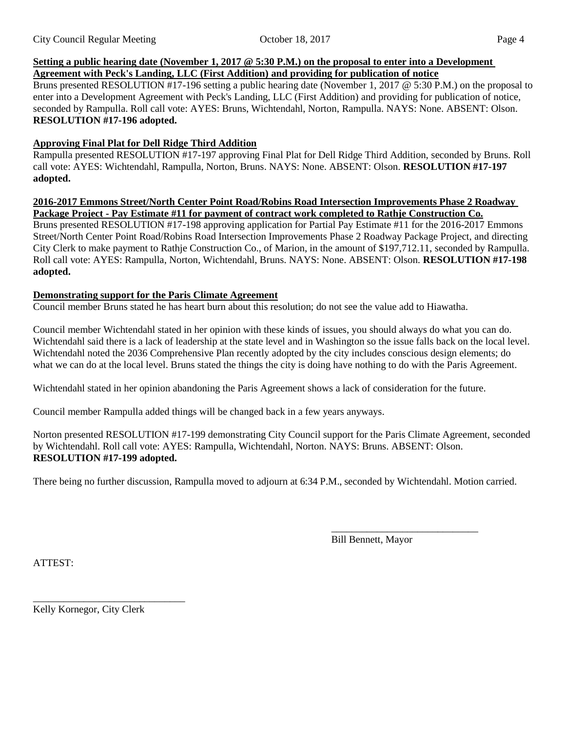**<u>Setting a public hearing date (November 1, 2017 @ 5:30 P.M.) on the proposal to enter into a Development Agreement with Peck's Landing, LLC (First Addition) and providing for publication of notice</u>**

Bruns presented RESOLUTION #17-196 setting a public hearing date (November 1, 2017 @ 5:30 P.M.) on the proposal to enter into a Development Agreement with Peck's Landing, LLC (First Addition) and providing for publication of notice, seconded by Rampulla. Roll call vote: AYES: Bruns, Wichtendahl, Norton, Rampulla. NAYS: None. ABSENT: Olson. **RESOLUTION #17-196 adopted.**

**<u>Approving Final Plat for Dell Ridge Third Addition</u>**

Rampulla presented RESOLUTION #17-197 approving Final Plat for Dell Ridge Third Addition, seconded by Bruns. Roll call vote: AYES: Wichtendahl, Rampulla, Norton, Bruns. NAYS: None. ABSENT: Olson. **RESOLUTION #17-197 adopted.**

**<u>2016-2017 Emmons Street/North Center Point Road/Robins Road Intersection Improvements Phase 2 Roadway Package Project - Pay Estimate #11 for payment of contract work completed to Rathje Construction Co.</u>**

Bruns presented RESOLUTION #17-198 approving application for Partial Pay Estimate #11 for the 2016-2017 Emmons Street/North Center Point Road/Robins Road Intersection Improvements Phase 2 Roadway Package Project, and directing City Clerk to make payment to Rathje Construction Co., of Marion, in the amount of $197,712.11, seconded by Rampulla. Roll call vote: AYES: Rampulla, Norton, Wichtendahl, Bruns. NAYS: None. ABSENT: Olson. **RESOLUTION #17-198 adopted.**

**<u>Demonstrating support for the Paris Climate Agreement</u>**

Council member Bruns stated he has heart burn about this resolution; do not see the value add to Hiawatha.

Council member Wichtendahl stated in her opinion with these kinds of issues, you should always do what you can do. Wichtendahl said there is a lack of leadership at the state level and in Washington so the issue falls back on the local level. Wichtendahl noted the 2036 Comprehensive Plan recently adopted by the city includes conscious design elements; do what we can do at the local level. Bruns stated the things the city is doing have nothing to do with the Paris Agreement.

Wichtendahl stated in her opinion abandoning the Paris Agreement shows a lack of consideration for the future.

Council member Rampulla added things will be changed back in a few years anyways.

Norton presented RESOLUTION #17-199 demonstrating City Council support for the Paris Climate Agreement, seconded by Wichtendahl. Roll call vote: AYES: Rampulla, Wichtendahl, Norton. NAYS: Bruns. ABSENT: Olson. **RESOLUTION #17-199 adopted.**

There being no further discussion, Rampulla moved to adjourn at 6:34 P.M., seconded by Wichtendahl. Motion carried.

\_\_\_\_\_\_\_\_\_\_\_\_\_\_\_\_\_\_\_\_\_\_\_\_\_\_\_\_\_\_
Bill Bennett, Mayor

ATTEST:

\_\_\_\_\_\_\_\_\_\_\_\_\_\_\_\_\_\_\_\_\_\_\_\_\_\_\_\_\_\_
Kelly Kornegor, City Clerk